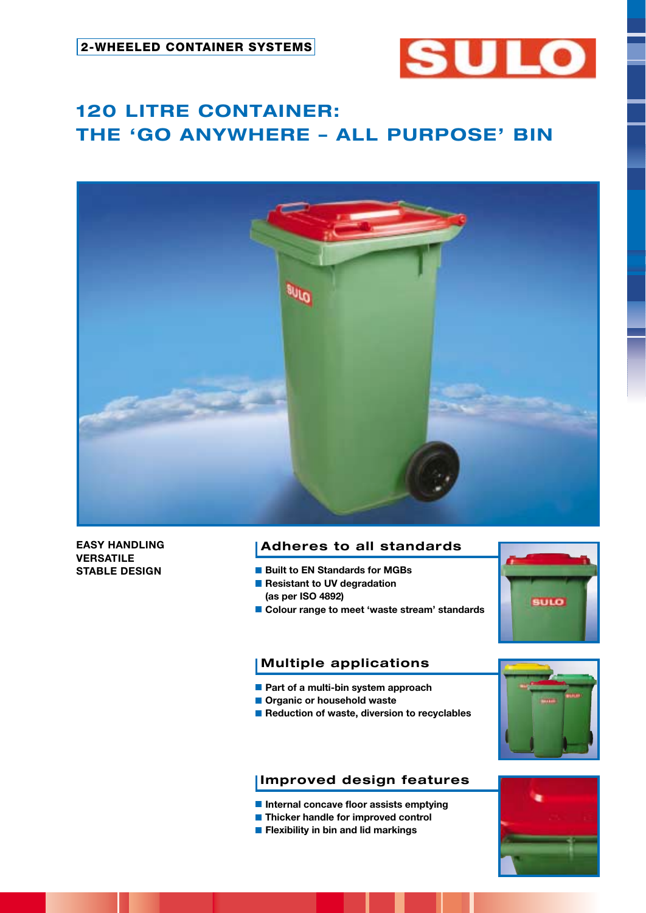2-WHEELED CONTAINER SYSTEMS

SULO

# 120 LITRE CONTAINER: THE 'GO ANYWHERE – ALL PURPOSE' BIN

**EASY HANDLING**
**VERSATILE**
**STABLE DESIGN**

## Adheres to all standards

- Built to EN Standards for MGBs
- Resistant to UV degradation (as per ISO 4892)
- Colour range to meet 'waste stream' standards

## Multiple applications

- Part of a multi-bin system approach
- Organic or household waste
- Reduction of waste, diversion to recyclables

## Improved design features

- Internal concave floor assists emptying
- Thicker handle for improved control
- Flexibility in bin and lid markings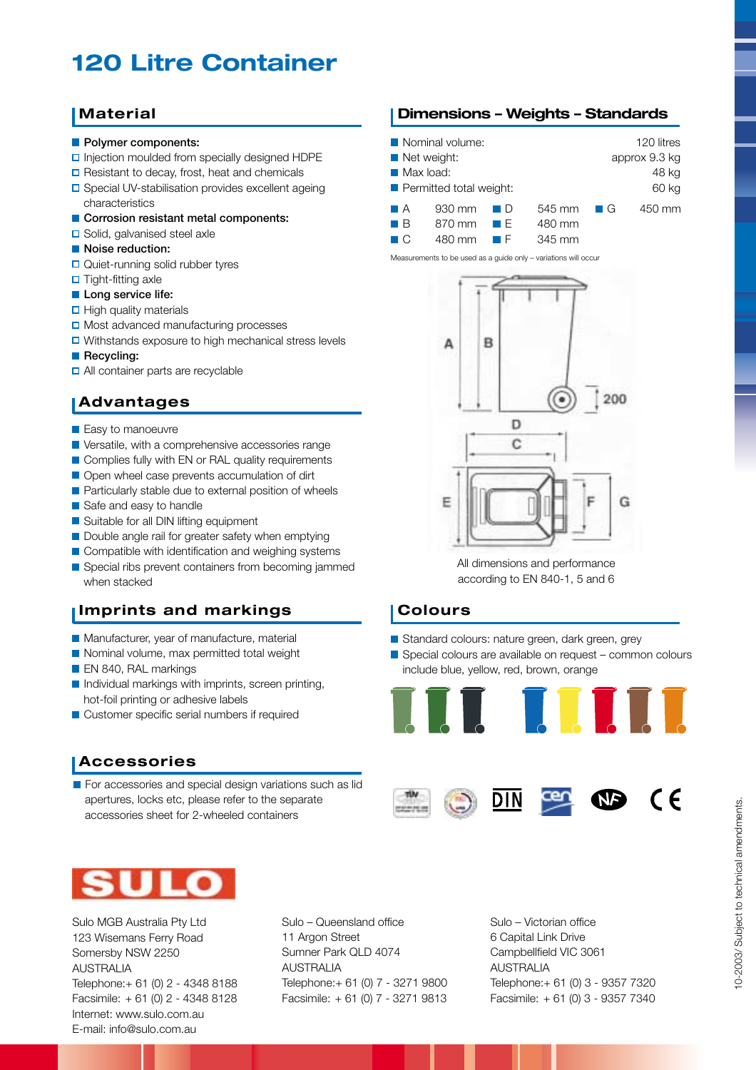# 120 Litre Container

## Material

- **Polymer components:**
  - Injection moulded from specially designed HDPE
  - Resistant to decay, frost, heat and chemicals
  - Special UV-stabilisation provides excellent ageing characteristics
- **Corrosion resistant metal components:**
  - Solid, galvanised steel axle
- **Noise reduction:**
  - Quiet-running solid rubber tyres
  - Tight-fitting axle
- **Long service life:**
  - High quality materials
  - Most advanced manufacturing processes
  - Withstands exposure to high mechanical stress levels
- **Recycling:**
  - All container parts are recyclable

## Advantages

- Easy to manoeuvre
- Versatile, with a comprehensive accessories range
- Complies fully with EN or RAL quality requirements
- Open wheel case prevents accumulation of dirt
- Particularly stable due to external position of wheels
- Safe and easy to handle
- Suitable for all DIN lifting equipment
- Double angle rail for greater safety when emptying
- Compatible with identification and weighing systems
- Special ribs prevent containers from becoming jammed when stacked

## Imprints and markings

- Manufacturer, year of manufacture, material
- Nominal volume, max permitted total weight
- EN 840, RAL markings
- Individual markings with imprints, screen printing, hot-foil printing or adhesive labels
- Customer specific serial numbers if required

## Accessories

- For accessories and special design variations such as lid apertures, locks etc, please refer to the separate accessories sheet for 2-wheeled containers

## Dimensions – Weights – Standards

| | |
|---|---|
| Nominal volume: | 120 litres |
| Net weight: | approx 9.3 kg |
| Max load: | 48 kg |
| Permitted total weight: | 60 kg |

| | | | | | |
|---|---|---|---|---|---|
| A | 930 mm | D | 545 mm | G | 450 mm |
| B | 870 mm | E | 480 mm | | |
| C | 480 mm | F | 345 mm | | |

Measurements to be used as a guide only – variations will occur

A
B
200
D
C
E
F
G

All dimensions and performance according to EN 840-1, 5 and 6

## Colours

- Standard colours: nature green, dark green, grey
- Special colours are available on request – common colours include blue, yellow, red, brown, orange

SULO

Sulo MGB Australia Pty Ltd
123 Wisemans Ferry Road
Somersby NSW 2250
AUSTRALIA
Telephone:+ 61 (0) 2 - 4348 8188
Facsimile: + 61 (0) 2 - 4348 8128
Internet: www.sulo.com.au
E-mail: info@sulo.com.au

Sulo – Queensland office
11 Argon Street
Sumner Park QLD 4074
AUSTRALIA
Telephone:+ 61 (0) 7 - 3271 9800
Facsimile: + 61 (0) 7 - 3271 9813

Sulo – Victorian office
6 Capital Link Drive
Campbellfield VIC 3061
AUSTRALIA
Telephone:+ 61 (0) 3 - 9357 7320
Facsimile: + 61 (0) 3 - 9357 7340

10-2003/ Subject to technical amendments.